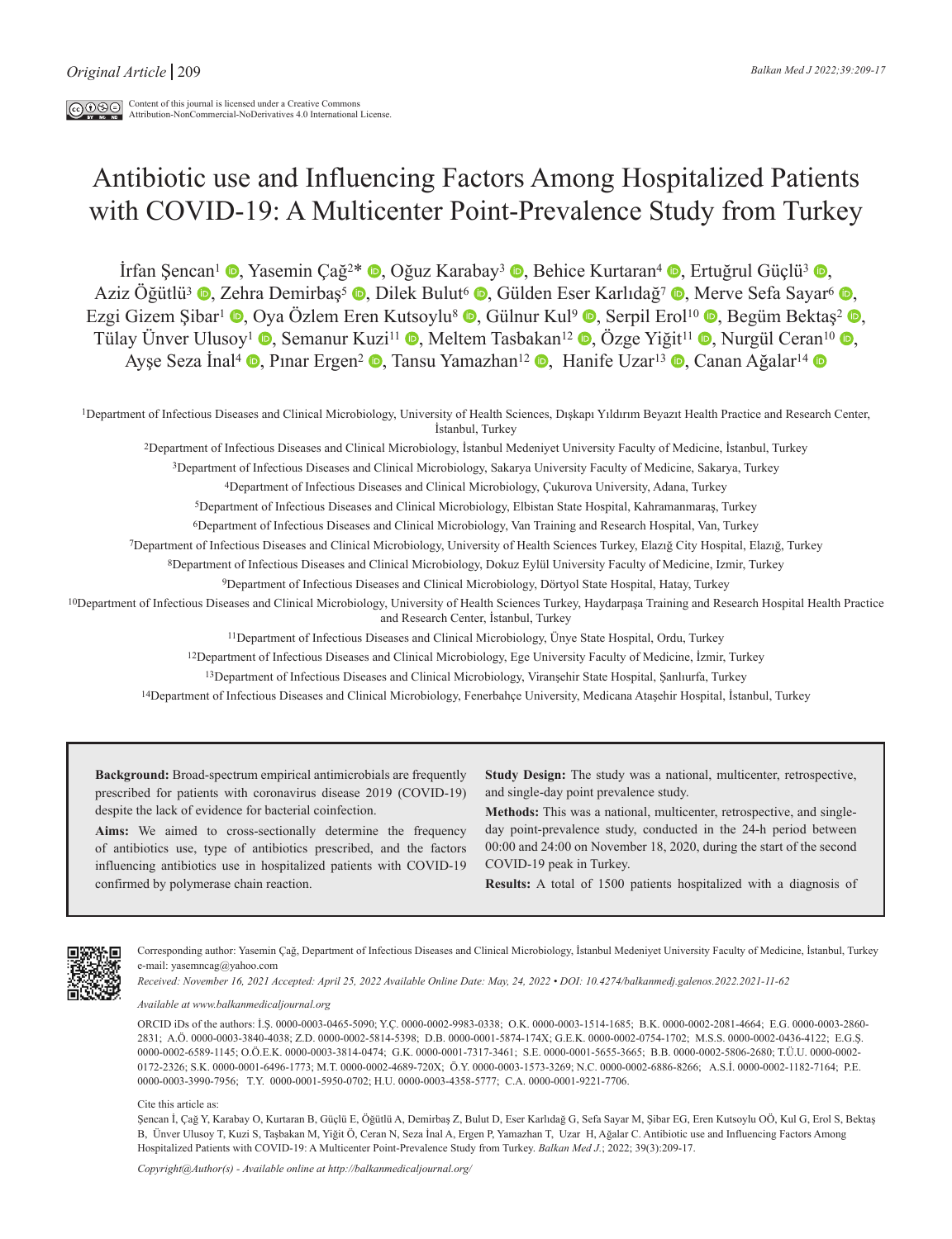*Original Article*

Content of this journal is licensed under a Creative Commons Attribution-NonCommercial-NoDerivatives 4.0 International License.

# Antibiotic use and Influencing Factors Among Hospitalized Patients with COVID-19: A Multicenter Point-Prevalence Study from Turkey

İrfan Şencan[1], Yasemin Çağ[2]*, Oğuz Karabay[3], Behice Kurtaran[4], Ertuğrul Güçlü[3], Aziz Öğütlü[3], Zehra Demirbaş[5], Dilek Bulut[6], Gülden Eser Karlıdağ[7], Merve Sefa Sayar[6], Ezgi Gizem Şibar[1], Oya Özlem Eren Kutsoylu[8], Gülnur Kul[9], Serpil Erol[10], Begüm Bektaş[2], Tülay Ünver Ulusoy[1], Semanur Kuzi[11], Meltem Tasbakan[12], Özge Yiğit[11], Nurgül Ceran[10], Ayşe Seza İnal[4], Pınar Ergen[2], Tansu Yamazhan[12], Hanife Uzar[13], Canan Ağalar[14]

[1]Department of Infectious Diseases and Clinical Microbiology, University of Health Sciences, Dışkapı Yıldırım Beyazıt Health Practice and Research Center, İstanbul, Turkey

[2]Department of Infectious Diseases and Clinical Microbiology, İstanbul Medeniyet University Faculty of Medicine, İstanbul, Turkey

[3]Department of Infectious Diseases and Clinical Microbiology, Sakarya University Faculty of Medicine, Sakarya, Turkey

[4]Department of Infectious Diseases and Clinical Microbiology, Çukurova University, Adana, Turkey

[5]Department of Infectious Diseases and Clinical Microbiology, Elbistan State Hospital, Kahramanmaraş, Turkey

[6]Department of Infectious Diseases and Clinical Microbiology, Van Training and Research Hospital, Van, Turkey

[7]Department of Infectious Diseases and Clinical Microbiology, University of Health Sciences Turkey, Elazığ City Hospital, Elazığ, Turkey

[8]Department of Infectious Diseases and Clinical Microbiology, Dokuz Eylül University Faculty of Medicine, Izmir, Turkey

[9]Department of Infectious Diseases and Clinical Microbiology, Dörtyol State Hospital, Hatay, Turkey

[10]Department of Infectious Diseases and Clinical Microbiology, University of Health Sciences Turkey, Haydarpaşa Training and Research Hospital Health Practice and Research Center, İstanbul, Turkey

[11]Department of Infectious Diseases and Clinical Microbiology, Ünye State Hospital, Ordu, Turkey

[12]Department of Infectious Diseases and Clinical Microbiology, Ege University Faculty of Medicine, İzmir, Turkey

[13]Department of Infectious Diseases and Clinical Microbiology, Viranşehir State Hospital, Şanlıurfa, Turkey

[14]Department of Infectious Diseases and Clinical Microbiology, Fenerbahçe University, Medicana Ataşehir Hospital, İstanbul, Turkey

**Background:** Broad-spectrum empirical antimicrobials are frequently prescribed for patients with coronavirus disease 2019 (COVID-19) despite the lack of evidence for bacterial coinfection.

**Aims:** We aimed to cross-sectionally determine the frequency of antibiotics use, type of antibiotics prescribed, and the factors influencing antibiotics use in hospitalized patients with COVID-19 confirmed by polymerase chain reaction.

**Study Design:** The study was a national, multicenter, retrospective, and single-day point prevalence study.

**Methods:** This was a national, multicenter, retrospective, and single-day point-prevalence study, conducted in the 24-h period between 00:00 and 24:00 on November 18, 2020, during the start of the second COVID-19 peak in Turkey.

**Results:** A total of 1500 patients hospitalized with a diagnosis of

Corresponding author: Yasemin Çağ, Department of Infectious Diseases and Clinical Microbiology, İstanbul Medeniyet University Faculty of Medicine, İstanbul, Turkey
e-mail: yasemncag@yahoo.com

*Received: November 16, 2021 Accepted: April 25, 2022 Available Online Date: May, 24, 2022 • DOI: 10.4274/balkanmedj.galenos.2022.2021-11-62*

*Available at www.balkanmedicaljournal.org*

ORCID iDs of the authors: İ.Ş. 0000-0003-0465-5090; Y.Ç. 0000-0002-9983-0338; O.K. 0000-0003-1514-1685; B.K. 0000-0002-2081-4664; E.G. 0000-0003-2860-2831; A.Ö. 0000-0003-3840-4038; Z.D. 0000-0002-5814-5398; D.B. 0000-0001-5874-174X; G.E.K. 0000-0002-0754-1702; M.S.S. 0000-0002-0436-4122; E.G.Ş. 0000-0002-6589-1145; O.Ö.E.K. 0000-0003-3814-0474; G.K. 0000-0001-7317-3461; S.E. 0000-0001-5655-3665; B.B. 0000-0002-5806-2680; T.Ü.U. 0000-0002-0172-2326; S.K. 0000-0001-6496-1773; M.T. 0000-0002-4689-720X; Ö.Y. 0000-0003-1573-3269; N.C. 0000-0002-6886-8266; A.S.İ. 0000-0002-1182-7164; P.E. 0000-0003-3990-7956; T.Y. 0000-0001-5950-0702; H.U. 0000-0003-4358-5777; C.A. 0000-0001-9221-7706.

Cite this article as:
Şencan İ, Çağ Y, Karabay O, Kurtaran B, Güçlü E, Öğütlü A, Demirbaş Z, Bulut D, Eser Karlıdağ G, Sefa Sayar M, Şibar EG, Eren Kutsoylu OÖ, Kul G, Erol S, Bektaş B, Ünver Ulusoy T, Kuzi S, Taşbakan M, Yiğit Ö, Ceran N, Seza İnal A, Ergen P, Yamazhan T, Uzar H, Ağalar C. Antibiotic use and Influencing Factors Among Hospitalized Patients with COVID-19: A Multicenter Point-Prevalence Study from Turkey. *Balkan Med J.*; 2022; 39(3):209-17.

*Copyright@Author(s) - Available online at http://balkanmedicaljournal.org/*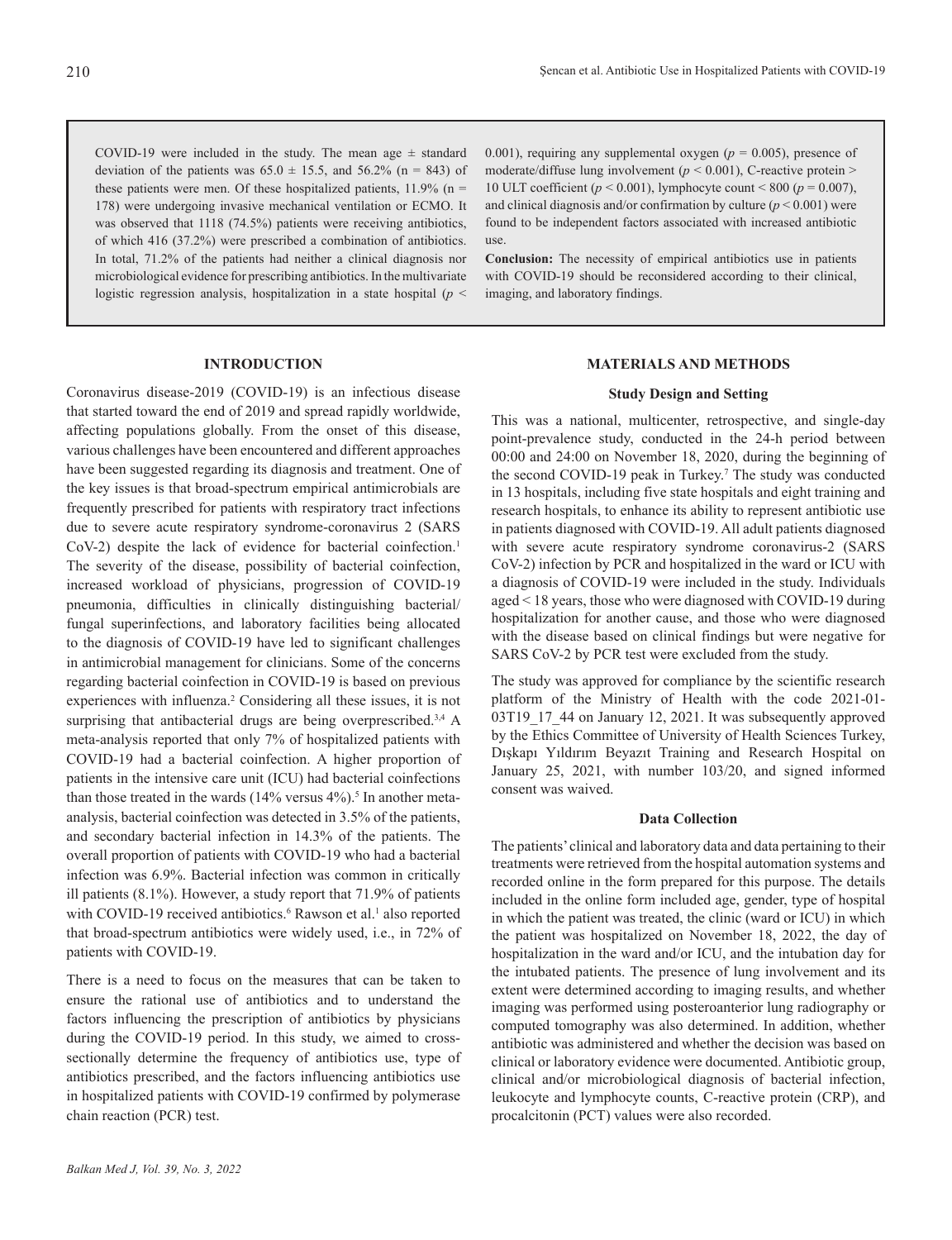COVID-19 were included in the study. The mean age ± standard deviation of the patients was 65.0 ± 15.5, and 56.2% (n = 843) of these patients were men. Of these hospitalized patients, 11.9% (n = 178) were undergoing invasive mechanical ventilation or ECMO. It was observed that 1118 (74.5%) patients were receiving antibiotics, of which 416 (37.2%) were prescribed a combination of antibiotics. In total, 71.2% of the patients had neither a clinical diagnosis nor microbiological evidence for prescribing antibiotics. In the multivariate logistic regression analysis, hospitalization in a state hospital ($p <$ 0.001), requiring any supplemental oxygen ($p = 0.005$), presence of moderate/diffuse lung involvement ($p < 0.001$), C-reactive protein > 10 ULT coefficient ($p < 0.001$), lymphocyte count < 800 ($p = 0.007$), and clinical diagnosis and/or confirmation by culture ($p < 0.001$) were found to be independent factors associated with increased antibiotic use.

**Conclusion:** The necessity of empirical antibiotics use in patients with COVID-19 should be reconsidered according to their clinical, imaging, and laboratory findings.

## INTRODUCTION

Coronavirus disease-2019 (COVID-19) is an infectious disease that started toward the end of 2019 and spread rapidly worldwide, affecting populations globally. From the onset of this disease, various challenges have been encountered and different approaches have been suggested regarding its diagnosis and treatment. One of the key issues is that broad-spectrum empirical antimicrobials are frequently prescribed for patients with respiratory tract infections due to severe acute respiratory syndrome-coronavirus 2 (SARS CoV-2) despite the lack of evidence for bacterial coinfection.[1] The severity of the disease, possibility of bacterial coinfection, increased workload of physicians, progression of COVID-19 pneumonia, difficulties in clinically distinguishing bacterial/fungal superinfections, and laboratory facilities being allocated to the diagnosis of COVID-19 have led to significant challenges in antimicrobial management for clinicians. Some of the concerns regarding bacterial coinfection in COVID-19 is based on previous experiences with influenza.[2] Considering all these issues, it is not surprising that antibacterial drugs are being overprescribed.[3,4] A meta-analysis reported that only 7% of hospitalized patients with COVID-19 had a bacterial coinfection. A higher proportion of patients in the intensive care unit (ICU) had bacterial coinfections than those treated in the wards (14% versus 4%).[5] In another meta-analysis, bacterial coinfection was detected in 3.5% of the patients, and secondary bacterial infection in 14.3% of the patients. The overall proportion of patients with COVID-19 who had a bacterial infection was 6.9%. Bacterial infection was common in critically ill patients (8.1%). However, a study report that 71.9% of patients with COVID-19 received antibiotics.[6] Rawson et al.[1] also reported that broad-spectrum antibiotics were widely used, i.e., in 72% of patients with COVID-19.

There is a need to focus on the measures that can be taken to ensure the rational use of antibiotics and to understand the factors influencing the prescription of antibiotics by physicians during the COVID-19 period. In this study, we aimed to cross-sectionally determine the frequency of antibiotics use, type of antibiotics prescribed, and the factors influencing antibiotics use in hospitalized patients with COVID-19 confirmed by polymerase chain reaction (PCR) test.

## MATERIALS AND METHODS

### Study Design and Setting

This was a national, multicenter, retrospective, and single-day point-prevalence study, conducted in the 24-h period between 00:00 and 24:00 on November 18, 2020, during the beginning of the second COVID-19 peak in Turkey.[7] The study was conducted in 13 hospitals, including five state hospitals and eight training and research hospitals, to enhance its ability to represent antibiotic use in patients diagnosed with COVID-19. All adult patients diagnosed with severe acute respiratory syndrome coronavirus-2 (SARS CoV-2) infection by PCR and hospitalized in the ward or ICU with a diagnosis of COVID-19 were included in the study. Individuals aged < 18 years, those who were diagnosed with COVID-19 during hospitalization for another cause, and those who were diagnosed with the disease based on clinical findings but were negative for SARS CoV-2 by PCR test were excluded from the study.

The study was approved for compliance by the scientific research platform of the Ministry of Health with the code 2021-01-03T19_17_44 on January 12, 2021. It was subsequently approved by the Ethics Committee of University of Health Sciences Turkey, Dışkapı Yıldırım Beyazıt Training and Research Hospital on January 25, 2021, with number 103/20, and signed informed consent was waived.

### Data Collection

The patients' clinical and laboratory data and data pertaining to their treatments were retrieved from the hospital automation systems and recorded online in the form prepared for this purpose. The details included in the online form included age, gender, type of hospital in which the patient was treated, the clinic (ward or ICU) in which the patient was hospitalized on November 18, 2022, the day of hospitalization in the ward and/or ICU, and the intubation day for the intubated patients. The presence of lung involvement and its extent were determined according to imaging results, and whether imaging was performed using posteroanterior lung radiography or computed tomography was also determined. In addition, whether antibiotic was administered and whether the decision was based on clinical or laboratory evidence were documented. Antibiotic group, clinical and/or microbiological diagnosis of bacterial infection, leukocyte and lymphocyte counts, C-reactive protein (CRP), and procalcitonin (PCT) values were also recorded.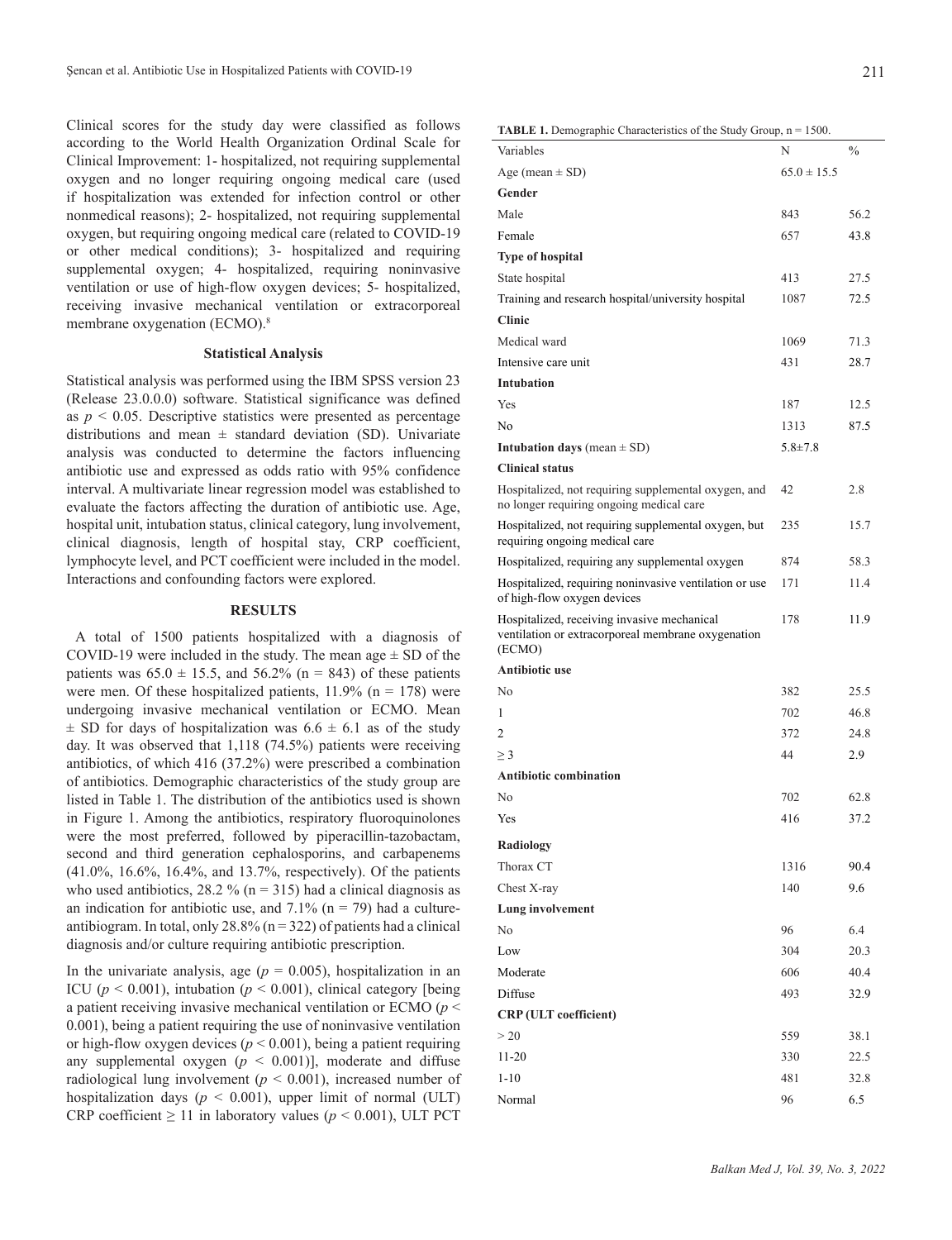Clinical scores for the study day were classified as follows according to the World Health Organization Ordinal Scale for Clinical Improvement: 1- hospitalized, not requiring supplemental oxygen and no longer requiring ongoing medical care (used if hospitalization was extended for infection control or other nonmedical reasons); 2- hospitalized, not requiring supplemental oxygen, but requiring ongoing medical care (related to COVID-19 or other medical conditions); 3- hospitalized and requiring supplemental oxygen; 4- hospitalized, requiring noninvasive ventilation or use of high-flow oxygen devices; 5- hospitalized, receiving invasive mechanical ventilation or extracorporeal membrane oxygenation (ECMO).[8]

### Statistical Analysis

Statistical analysis was performed using the IBM SPSS version 23 (Release 23.0.0.0) software. Statistical significance was defined as $p < 0.05$. Descriptive statistics were presented as percentage distributions and mean ± standard deviation (SD). Univariate analysis was conducted to determine the factors influencing antibiotic use and expressed as odds ratio with 95% confidence interval. A multivariate linear regression model was established to evaluate the factors affecting the duration of antibiotic use. Age, hospital unit, intubation status, clinical category, lung involvement, clinical diagnosis, length of hospital stay, CRP coefficient, lymphocyte level, and PCT coefficient were included in the model. Interactions and confounding factors were explored.

## RESULTS

A total of 1500 patients hospitalized with a diagnosis of COVID-19 were included in the study. The mean age ± SD of the patients was 65.0 ± 15.5, and 56.2% (n = 843) of these patients were men. Of these hospitalized patients, 11.9% (n = 178) were undergoing invasive mechanical ventilation or ECMO. Mean ± SD for days of hospitalization was 6.6 ± 6.1 as of the study day. It was observed that 1,118 (74.5%) patients were receiving antibiotics, of which 416 (37.2%) were prescribed a combination of antibiotics. Demographic characteristics of the study group are listed in Table 1. The distribution of the antibiotics used is shown in Figure 1. Among the antibiotics, respiratory fluoroquinolones were the most preferred, followed by piperacillin-tazobactam, second and third generation cephalosporins, and carbapenems (41.0%, 16.6%, 16.4%, and 13.7%, respectively). Of the patients who used antibiotics, 28.2 % (n = 315) had a clinical diagnosis as an indication for antibiotic use, and 7.1% (n = 79) had a culture-antibiogram. In total, only 28.8% (n = 322) of patients had a clinical diagnosis and/or culture requiring antibiotic prescription.

In the univariate analysis, age ($p = 0.005$), hospitalization in an ICU ($p < 0.001$), intubation ($p < 0.001$), clinical category [being a patient receiving invasive mechanical ventilation or ECMO ($p < 0.001$), being a patient requiring the use of noninvasive ventilation or high-flow oxygen devices ($p < 0.001$), being a patient requiring any supplemental oxygen ($p < 0.001$)], moderate and diffuse radiological lung involvement ($p < 0.001$), increased number of hospitalization days ($p < 0.001$), upper limit of normal (ULT) CRP coefficient ≥ 11 in laboratory values ($p < 0.001$), ULT PCT

**TABLE 1.** Demographic Characteristics of the Study Group, n = 1500.

| Variables | N | % |
|---|---|---|
| Age (mean ± SD) | 65.0 ± 15.5 | |
| **Gender** | | |
| Male | 843 | 56.2 |
| Female | 657 | 43.8 |
| **Type of hospital** | | |
| State hospital | 413 | 27.5 |
| Training and research hospital/university hospital | 1087 | 72.5 |
| **Clinic** | | |
| Medical ward | 1069 | 71.3 |
| Intensive care unit | 431 | 28.7 |
| **Intubation** | | |
| Yes | 187 | 12.5 |
| No | 1313 | 87.5 |
| **Intubation days** (mean ± SD) | 5.8±7.8 | |
| **Clinical status** | | |
| Hospitalized, not requiring supplemental oxygen, and no longer requiring ongoing medical care | 42 | 2.8 |
| Hospitalized, not requiring supplemental oxygen, but requiring ongoing medical care | 235 | 15.7 |
| Hospitalized, requiring any supplemental oxygen | 874 | 58.3 |
| Hospitalized, requiring noninvasive ventilation or use of high-flow oxygen devices | 171 | 11.4 |
| Hospitalized, receiving invasive mechanical ventilation or extracorporeal membrane oxygenation (ECMO) | 178 | 11.9 |
| **Antibiotic use** | | |
| No | 382 | 25.5 |
| 1 | 702 | 46.8 |
| 2 | 372 | 24.8 |
| ≥ 3 | 44 | 2.9 |
| **Antibiotic combination** | | |
| No | 702 | 62.8 |
| Yes | 416 | 37.2 |
| **Radiology** | | |
| Thorax CT | 1316 | 90.4 |
| Chest X-ray | 140 | 9.6 |
| **Lung involvement** | | |
| No | 96 | 6.4 |
| Low | 304 | 20.3 |
| Moderate | 606 | 40.4 |
| Diffuse | 493 | 32.9 |
| **CRP (ULT coefficient)** | | |
| > 20 | 559 | 38.1 |
| 11-20 | 330 | 22.5 |
| 1-10 | 481 | 32.8 |
| Normal | 96 | 6.5 |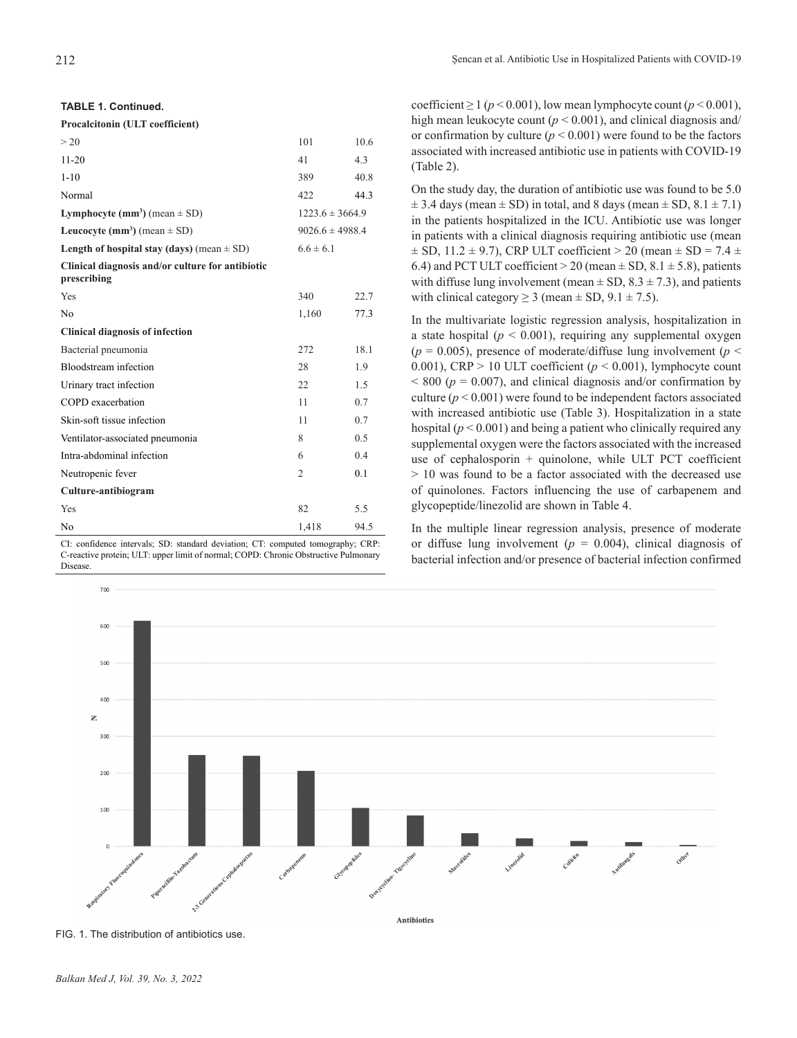**TABLE 1. Continued.**

| | | |
|---|---|---|
| **Procalcitonin (ULT coefficient)** | | |
| > 20 | 101 | 10.6 |
| 11-20 | 41 | 4.3 |
| 1-10 | 389 | 40.8 |
| Normal | 422 | 44.3 |
| **Lymphocyte (mm$^3$)** (mean ± SD) | 1223.6 ± 3664.9 | |
| **Leucocyte (mm$^3$)** (mean ± SD) | 9026.6 ± 4988.4 | |
| **Length of hospital stay (days)** (mean ± SD) | 6.6 ± 6.1 | |
| **Clinical diagnosis and/or culture for antibiotic prescribing** | | |
| Yes | 340 | 22.7 |
| No | 1,160 | 77.3 |
| **Clinical diagnosis of infection** | | |
| Bacterial pneumonia | 272 | 18.1 |
| Bloodstream infection | 28 | 1.9 |
| Urinary tract infection | 22 | 1.5 |
| COPD exacerbation | 11 | 0.7 |
| Skin-soft tissue infection | 11 | 0.7 |
| Ventilator-associated pneumonia | 8 | 0.5 |
| Intra-abdominal infection | 6 | 0.4 |
| Neutropenic fever | 2 | 0.1 |
| **Culture-antibiogram** | | |
| Yes | 82 | 5.5 |
| No | 1,418 | 94.5 |

CI: confidence intervals; SD: standard deviation; CT: computed tomography; CRP: C-reactive protein; ULT: upper limit of normal; COPD: Chronic Obstructive Pulmonary Disease.

coefficient ≥ 1 ($p < 0.001$), low mean lymphocyte count ($p < 0.001$), high mean leukocyte count ($p < 0.001$), and clinical diagnosis and/or confirmation by culture ($p < 0.001$) were found to be the factors associated with increased antibiotic use in patients with COVID-19 (Table 2).

On the study day, the duration of antibiotic use was found to be 5.0 ± 3.4 days (mean ± SD) in total, and 8 days (mean ± SD, 8.1 ± 7.1) in the patients hospitalized in the ICU. Antibiotic use was longer in patients with a clinical diagnosis requiring antibiotic use (mean ± SD, 11.2 ± 9.7), CRP ULT coefficient > 20 (mean ± SD = 7.4 ± 6.4) and PCT ULT coefficient > 20 (mean ± SD, 8.1 ± 5.8), patients with diffuse lung involvement (mean ± SD, 8.3 ± 7.3), and patients with clinical category ≥ 3 (mean ± SD, 9.1 ± 7.5).

In the multivariate logistic regression analysis, hospitalization in a state hospital ($p < 0.001$), requiring any supplemental oxygen ($p = 0.005$), presence of moderate/diffuse lung involvement ($p < 0.001$), CRP > 10 ULT coefficient ($p < 0.001$), lymphocyte count < 800 ($p = 0.007$), and clinical diagnosis and/or confirmation by culture ($p < 0.001$) were found to be independent factors associated with increased antibiotic use (Table 3). Hospitalization in a state hospital ($p < 0.001$) and being a patient who clinically required any supplemental oxygen were the factors associated with the increased use of cephalosporin + quinolone, while ULT PCT coefficient > 10 was found to be a factor associated with the decreased use of quinolones. Factors influencing the use of carbapenem and glycopeptide/linezolid are shown in Table 4.

In the multiple linear regression analysis, presence of moderate or diffuse lung involvement ($p = 0.004$), clinical diagnosis of bacterial infection and/or presence of bacterial infection confirmed

FIG. 1. The distribution of antibiotics use.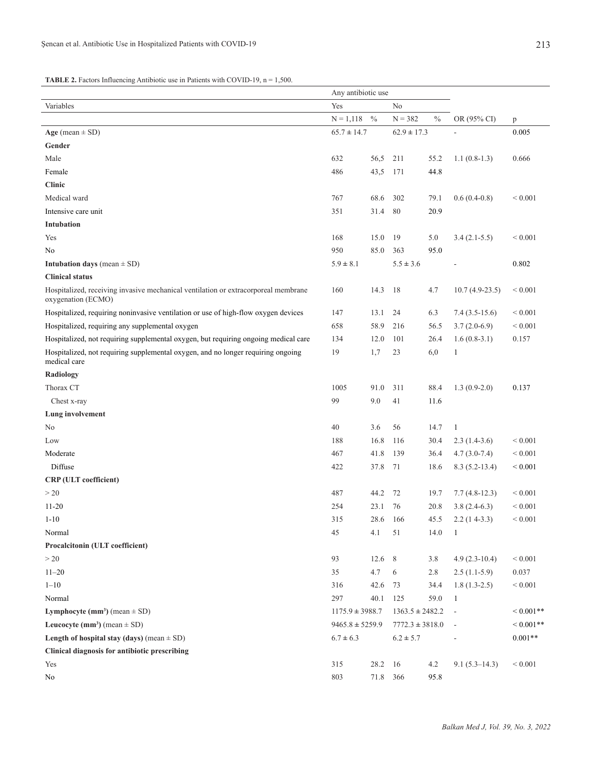**TABLE 2.** Factors Influencing Antibiotic use in Patients with COVID-19, n = 1,500.

| Variables | Any antibiotic use | | | | | |
|---|---|---|---|---|---|---|
| | Yes | | No | | | |
| | N = 1,118 | % | N = 382 | % | OR (95% CI) | p |
| **Age** (mean ± SD) | 65.7 ± 14.7 | | 62.9 ± 17.3 | | - | 0.005 |
| **Gender** | | | | | | |
| Male | 632 | 56,5 | 211 | 55.2 | 1.1 (0.8-1.3) | 0.666 |
| Female | 486 | 43,5 | 171 | 44.8 | | |
| **Clinic** | | | | | | |
| Medical ward | 767 | 68.6 | 302 | 79.1 | 0.6 (0.4-0.8) | < 0.001 |
| Intensive care unit | 351 | 31.4 | 80 | 20.9 | | |
| **Intubation** | | | | | | |
| Yes | 168 | 15.0 | 19 | 5.0 | 3.4 (2.1-5.5) | < 0.001 |
| No | 950 | 85.0 | 363 | 95.0 | | |
| **Intubation days** (mean ± SD) | 5.9 ± 8.1 | | 5.5 ± 3.6 | | - | 0.802 |
| **Clinical status** | | | | | | |
| Hospitalized, receiving invasive mechanical ventilation or extracorporeal membrane oxygenation (ECMO) | 160 | 14.3 | 18 | 4.7 | 10.7 (4.9-23.5) | < 0.001 |
| Hospitalized, requiring noninvasive ventilation or use of high-flow oxygen devices | 147 | 13.1 | 24 | 6.3 | 7.4 (3.5-15.6) | < 0.001 |
| Hospitalized, requiring any supplemental oxygen | 658 | 58.9 | 216 | 56.5 | 3.7 (2.0-6.9) | < 0.001 |
| Hospitalized, not requiring supplemental oxygen, but requiring ongoing medical care | 134 | 12.0 | 101 | 26.4 | 1.6 (0.8-3.1) | 0.157 |
| Hospitalized, not requiring supplemental oxygen, and no longer requiring ongoing medical care | 19 | 1,7 | 23 | 6,0 | 1 | |
| **Radiology** | | | | | | |
| Thorax CT | 1005 | 91.0 | 311 | 88.4 | 1.3 (0.9-2.0) | 0.137 |
| Chest x-ray | 99 | 9.0 | 41 | 11.6 | | |
| **Lung involvement** | | | | | | |
| No | 40 | 3.6 | 56 | 14.7 | 1 | |
| Low | 188 | 16.8 | 116 | 30.4 | 2.3 (1.4-3.6) | < 0.001 |
| Moderate | 467 | 41.8 | 139 | 36.4 | 4.7 (3.0-7.4) | < 0.001 |
| Diffuse | 422 | 37.8 | 71 | 18.6 | 8.3 (5.2-13.4) | < 0.001 |
| **CRP (ULT coefficient)** | | | | | | |
| > 20 | 487 | 44.2 | 72 | 19.7 | 7.7 (4.8-12.3) | < 0.001 |
| 11-20 | 254 | 23.1 | 76 | 20.8 | 3.8 (2.4-6.3) | < 0.001 |
| 1-10 | 315 | 28.6 | 166 | 45.5 | 2.2 (1 4-3.3) | < 0.001 |
| Normal | 45 | 4.1 | 51 | 14.0 | 1 | |
| **Procalcitonin (ULT coefficient)** | | | | | | |
| > 20 | 93 | 12.6 | 8 | 3.8 | 4.9 (2.3-10.4) | < 0.001 |
| 11–20 | 35 | 4.7 | 6 | 2.8 | 2.5 (1.1-5.9) | 0.037 |
| 1–10 | 316 | 42.6 | 73 | 34.4 | 1.8 (1.3-2.5) | < 0.001 |
| Normal | 297 | 40.1 | 125 | 59.0 | 1 | |
| **Lymphocyte (mm³)** (mean ± SD) | 1175.9 ± 3988.7 | | 1363.5 ± 2482.2 | | - | < 0.001** |
| **Leucocyte (mm³)** (mean ± SD) | 9465.8 ± 5259.9 | | 7772.3 ± 3818.0 | | - | < 0.001** |
| **Length of hospital stay (days)** (mean ± SD) | 6.7 ± 6.3 | | 6.2 ± 5.7 | | - | 0.001** |
| **Clinical diagnosis for antibiotic prescribing** | | | | | | |
| Yes | 315 | 28.2 | 16 | 4.2 | 9.1 (5.3–14.3) | < 0.001 |
| No | 803 | 71.8 | 366 | 95.8 | | |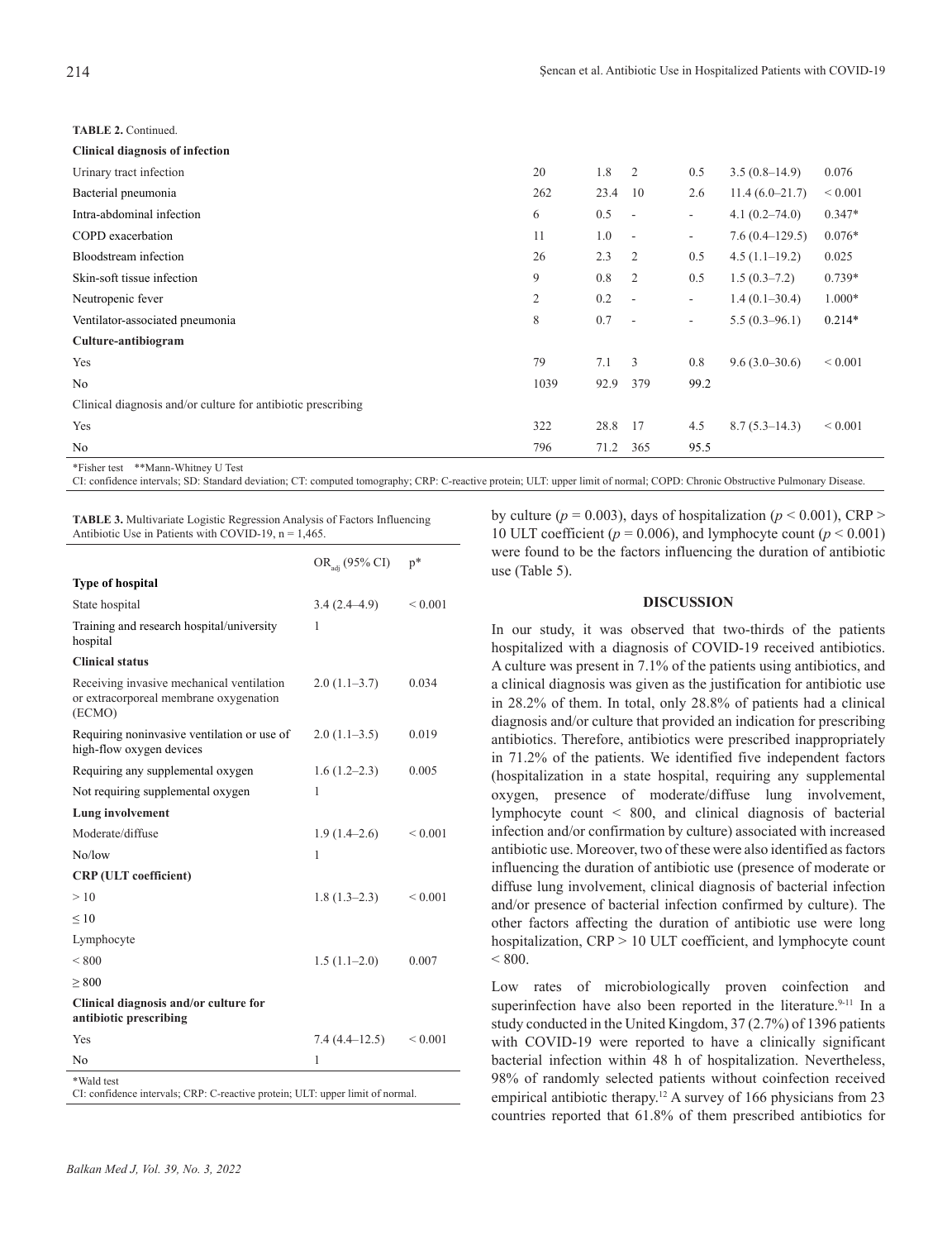**TABLE 2.** Continued.

| | | | | | | |
|---|---|---|---|---|---|---|
| **Clinical diagnosis of infection** | | | | | | |
| Urinary tract infection | 20 | 1.8 | 2 | 0.5 | 3.5 (0.8–14.9) | 0.076 |
| Bacterial pneumonia | 262 | 23.4 | 10 | 2.6 | 11.4 (6.0–21.7) | < 0.001 |
| Intra-abdominal infection | 6 | 0.5 | - | - | 4.1 (0.2–74.0) | 0.347* |
| COPD exacerbation | 11 | 1.0 | - | - | 7.6 (0.4–129.5) | 0.076* |
| Bloodstream infection | 26 | 2.3 | 2 | 0.5 | 4.5 (1.1–19.2) | 0.025 |
| Skin-soft tissue infection | 9 | 0.8 | 2 | 0.5 | 1.5 (0.3–7.2) | 0.739* |
| Neutropenic fever | 2 | 0.2 | - | - | 1.4 (0.1–30.4) | 1.000* |
| Ventilator-associated pneumonia | 8 | 0.7 | - | - | 5.5 (0.3–96.1) | 0.214* |
| **Culture-antibiogram** | | | | | | |
| Yes | 79 | 7.1 | 3 | 0.8 | 9.6 (3.0–30.6) | < 0.001 |
| No | 1039 | 92.9 | 379 | 99.2 | | |
| Clinical diagnosis and/or culture for antibiotic prescribing | | | | | | |
| Yes | 322 | 28.8 | 17 | 4.5 | 8.7 (5.3–14.3) | < 0.001 |
| No | 796 | 71.2 | 365 | 95.5 | | |

*Fisher test **Mann-Whitney U Test

CI: confidence intervals; SD: Standard deviation; CT: computed tomography; CRP: C-reactive protein; ULT: upper limit of normal; COPD: Chronic Obstructive Pulmonary Disease.

**TABLE 3.** Multivariate Logistic Regression Analysis of Factors Influencing Antibiotic Use in Patients with COVID-19, n = 1,465.

| | $OR_{adj}$ (95% CI) | p* |
|---|---|---|
| **Type of hospital** | | |
| State hospital | 3.4 (2.4–4.9) | < 0.001 |
| Training and research hospital/university hospital | 1 | |
| **Clinical status** | | |
| Receiving invasive mechanical ventilation or extracorporeal membrane oxygenation (ECMO) | 2.0 (1.1–3.7) | 0.034 |
| Requiring noninvasive ventilation or use of high-flow oxygen devices | 2.0 (1.1–3.5) | 0.019 |
| Requiring any supplemental oxygen | 1.6 (1.2–2.3) | 0.005 |
| Not requiring supplemental oxygen | 1 | |
| **Lung involvement** | | |
| Moderate/diffuse | 1.9 (1.4–2.6) | < 0.001 |
| No/low | 1 | |
| **CRP (ULT coefficient)** | | |
| > 10 | 1.8 (1.3–2.3) | < 0.001 |
| ≤ 10 | | |
| Lymphocyte | | |
| < 800 | 1.5 (1.1–2.0) | 0.007 |
| ≥ 800 | | |
| **Clinical diagnosis and/or culture for antibiotic prescribing** | | |
| Yes | 7.4 (4.4–12.5) | < 0.001 |
| No | 1 | |

*Wald test

CI: confidence intervals; CRP: C-reactive protein; ULT: upper limit of normal.

by culture ($p = 0.003$), days of hospitalization ($p < 0.001$), CRP > 10 ULT coefficient ($p = 0.006$), and lymphocyte count ($p < 0.001$) were found to be the factors influencing the duration of antibiotic use (Table 5).

## DISCUSSION

In our study, it was observed that two-thirds of the patients hospitalized with a diagnosis of COVID-19 received antibiotics. A culture was present in 7.1% of the patients using antibiotics, and a clinical diagnosis was given as the justification for antibiotic use in 28.2% of them. In total, only 28.8% of patients had a clinical diagnosis and/or culture that provided an indication for prescribing antibiotics. Therefore, antibiotics were prescribed inappropriately in 71.2% of the patients. We identified five independent factors (hospitalization in a state hospital, requiring any supplemental oxygen, presence of moderate/diffuse lung involvement, lymphocyte count < 800, and clinical diagnosis of bacterial infection and/or confirmation by culture) associated with increased antibiotic use. Moreover, two of these were also identified as factors influencing the duration of antibiotic use (presence of moderate or diffuse lung involvement, clinical diagnosis of bacterial infection and/or presence of bacterial infection confirmed by culture). The other factors affecting the duration of antibiotic use were long hospitalization, CRP > 10 ULT coefficient, and lymphocyte count < 800.

Low rates of microbiologically proven coinfection and superinfection have also been reported in the literature.[9-11] In a study conducted in the United Kingdom, 37 (2.7%) of 1396 patients with COVID-19 were reported to have a clinically significant bacterial infection within 48 h of hospitalization. Nevertheless, 98% of randomly selected patients without coinfection received empirical antibiotic therapy.[12] A survey of 166 physicians from 23 countries reported that 61.8% of them prescribed antibiotics for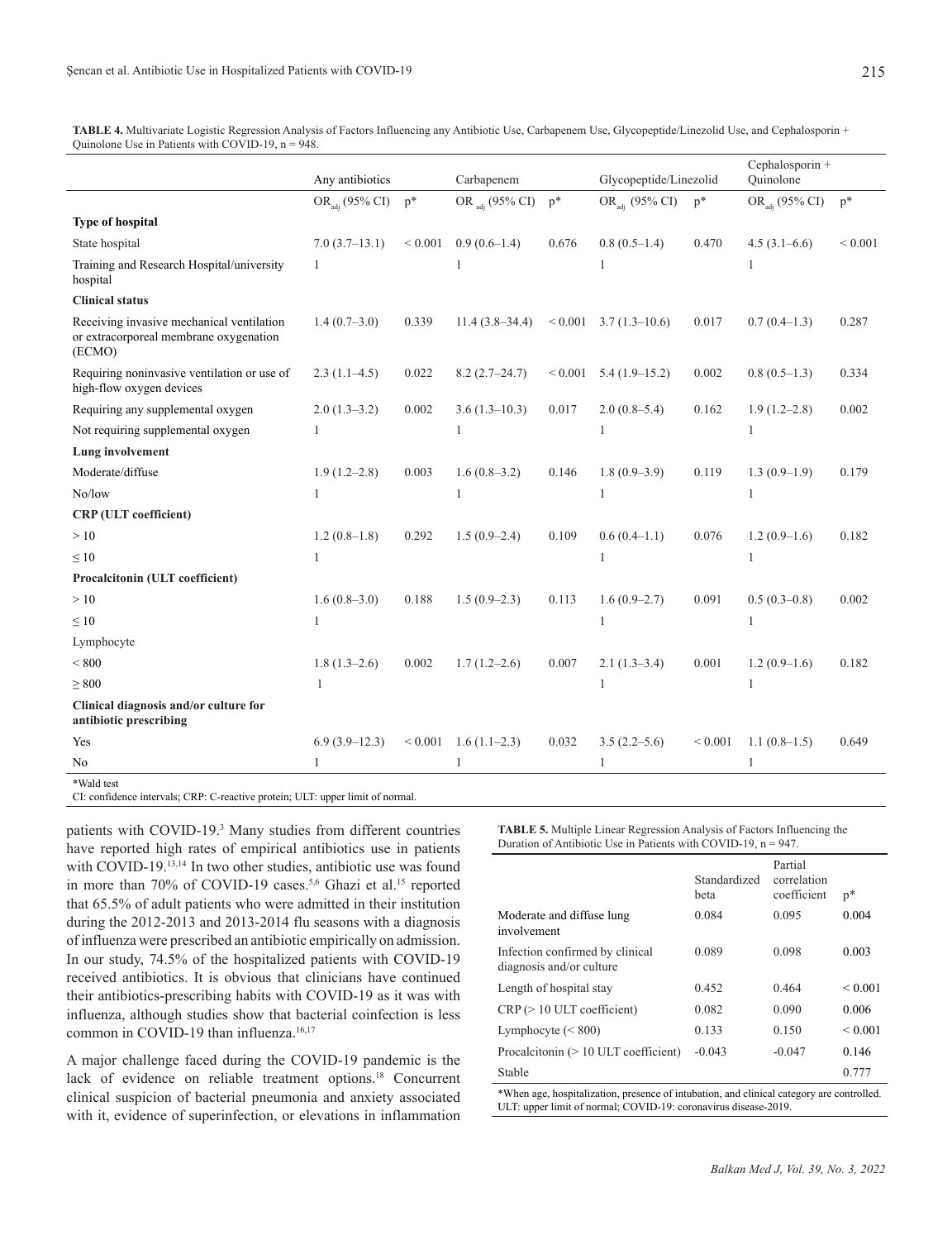**TABLE 4.** Multivariate Logistic Regression Analysis of Factors Influencing any Antibiotic Use, Carbapenem Use, Glycopeptide/Linezolid Use, and Cephalosporin + Quinolone Use in Patients with COVID-19, n = 948.

| | Any antibiotics | | Carbapenem | | Glycopeptide/Linezolid | | Cephalosporin + Quinolone | |
|---|---|---|---|---|---|---|---|---|
| | $OR_{adj}$ (95% CI) | p* | $OR_{adj}$ (95% CI) | p* | $OR_{adj}$ (95% CI) | p* | $OR_{adj}$ (95% CI) | p* |
| **Type of hospital** | | | | | | | | |
| State hospital | 7.0 (3.7–13.1) | < 0.001 | 0.9 (0.6–1.4) | 0.676 | 0.8 (0.5–1.4) | 0.470 | 4.5 (3.1–6.6) | < 0.001 |
| Training and Research Hospital/university hospital | 1 | | 1 | | 1 | | 1 | |
| **Clinical status** | | | | | | | | |
| Receiving invasive mechanical ventilation or extracorporeal membrane oxygenation (ECMO) | 1.4 (0.7–3.0) | 0.339 | 11.4 (3.8–34.4) | < 0.001 | 3.7 (1.3–10.6) | 0.017 | 0.7 (0.4–1.3) | 0.287 |
| Requiring noninvasive ventilation or use of high-flow oxygen devices | 2.3 (1.1–4.5) | 0.022 | 8.2 (2.7–24.7) | < 0.001 | 5.4 (1.9–15.2) | 0.002 | 0.8 (0.5–1.3) | 0.334 |
| Requiring any supplemental oxygen | 2.0 (1.3–3.2) | 0.002 | 3.6 (1.3–10.3) | 0.017 | 2.0 (0.8–5.4) | 0.162 | 1.9 (1.2–2.8) | 0.002 |
| Not requiring supplemental oxygen | 1 | | 1 | | 1 | | 1 | |
| **Lung involvement** | | | | | | | | |
| Moderate/diffuse | 1.9 (1.2–2.8) | 0.003 | 1.6 (0.8–3.2) | 0.146 | 1.8 (0.9–3.9) | 0.119 | 1.3 (0.9–1.9) | 0.179 |
| No/low | 1 | | 1 | | 1 | | 1 | |
| **CRP (ULT coefficient)** | | | | | | | | |
| > 10 | 1.2 (0.8–1.8) | 0.292 | 1.5 (0.9–2.4) | 0.109 | 0.6 (0.4–1.1) | 0.076 | 1.2 (0.9–1.6) | 0.182 |
| ≤ 10 | 1 | | | | 1 | | 1 | |
| **Procalcitonin (ULT coefficient)** | | | | | | | | |
| > 10 | 1.6 (0.8–3.0) | 0.188 | 1.5 (0.9–2.3) | 0.113 | 1.6 (0.9–2.7) | 0.091 | 0.5 (0.3–0.8) | 0.002 |
| ≤ 10 | 1 | | | | 1 | | 1 | |
| Lymphocyte | | | | | | | | |
| < 800 | 1.8 (1.3–2.6) | 0.002 | 1.7 (1.2–2.6) | 0.007 | 2.1 (1.3–3.4) | 0.001 | 1.2 (0.9–1.6) | 0.182 |
| ≥ 800 | 1 | | | | 1 | | 1 | |
| **Clinical diagnosis and/or culture for antibiotic prescribing** | | | | | | | | |
| Yes | 6.9 (3.9–12.3) | < 0.001 | 1.6 (1.1–2.3) | 0.032 | 3.5 (2.2–5.6) | < 0.001 | 1.1 (0.8–1.5) | 0.649 |
| No | 1 | | 1 | | 1 | | 1 | |

*Wald test
CI: confidence intervals; CRP: C-reactive protein; ULT: upper limit of normal.

patients with COVID-19.[3] Many studies from different countries have reported high rates of empirical antibiotics use in patients with COVID-19.[13,14] In two other studies, antibiotic use was found in more than 70% of COVID-19 cases.[5,6] Ghazi et al.[15] reported that 65.5% of adult patients who were admitted in their institution during the 2012-2013 and 2013-2014 flu seasons with a diagnosis of influenza were prescribed an antibiotic empirically on admission. In our study, 74.5% of the hospitalized patients with COVID-19 received antibiotics. It is obvious that clinicians have continued their antibiotics-prescribing habits with COVID-19 as it was with influenza, although studies show that bacterial coinfection is less common in COVID-19 than influenza.[16,17]

A major challenge faced during the COVID-19 pandemic is the lack of evidence on reliable treatment options.[18] Concurrent clinical suspicion of bacterial pneumonia and anxiety associated with it, evidence of superinfection, or elevations in inflammation

**TABLE 5.** Multiple Linear Regression Analysis of Factors Influencing the Duration of Antibiotic Use in Patients with COVID-19, n = 947.

| | Standardized beta | Partial correlation coefficient | p* |
|---|---|---|---|
| Moderate and diffuse lung involvement | 0.084 | 0.095 | 0.004 |
| Infection confirmed by clinical diagnosis and/or culture | 0.089 | 0.098 | 0.003 |
| Length of hospital stay | 0.452 | 0.464 | < 0.001 |
| CRP (> 10 ULT coefficient) | 0.082 | 0.090 | 0.006 |
| Lymphocyte (< 800) | 0.133 | 0.150 | < 0.001 |
| Procalcitonin (> 10 ULT coefficient) | -0.043 | -0.047 | 0.146 |
| Stable | | | 0.777 |

*When age, hospitalization, presence of intubation, and clinical category are controlled.
ULT: upper limit of normal; COVID-19: coronavirus disease-2019.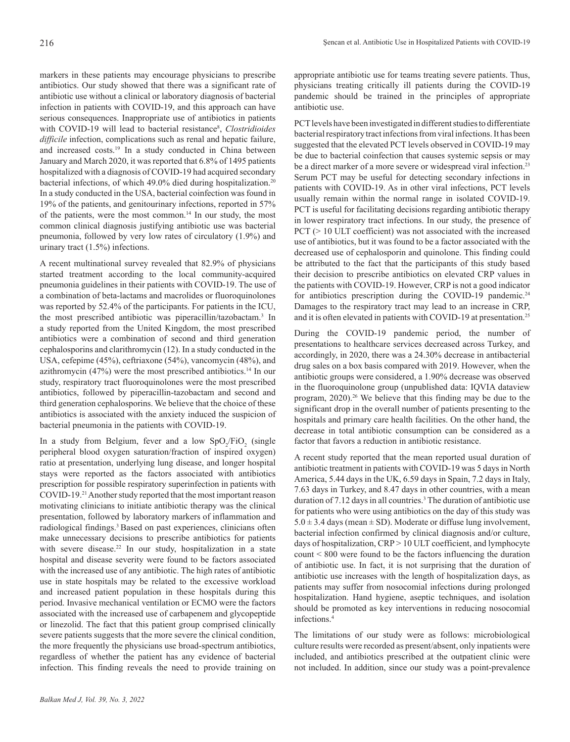markers in these patients may encourage physicians to prescribe antibiotics. Our study showed that there was a significant rate of antibiotic use without a clinical or laboratory diagnosis of bacterial infection in patients with COVID-19, and this approach can have serious consequences. Inappropriate use of antibiotics in patients with COVID-19 will lead to bacterial resistance[8], *Clostridioides difficile* infection, complications such as renal and hepatic failure, and increased costs.[19] In a study conducted in China between January and March 2020, it was reported that 6.8% of 1495 patients hospitalized with a diagnosis of COVID-19 had acquired secondary bacterial infections, of which 49.0% died during hospitalization.[20] In a study conducted in the USA, bacterial coinfection was found in 19% of the patients, and genitourinary infections, reported in 57% of the patients, were the most common.[14] In our study, the most common clinical diagnosis justifying antibiotic use was bacterial pneumonia, followed by very low rates of circulatory (1.9%) and urinary tract (1.5%) infections.

A recent multinational survey revealed that 82.9% of physicians started treatment according to the local community-acquired pneumonia guidelines in their patients with COVID-19. The use of a combination of beta-lactams and macrolides or fluoroquinolones was reported by 52.4% of the participants. For patients in the ICU, the most prescribed antibiotic was piperacillin/tazobactam.[3] In a study reported from the United Kingdom, the most prescribed antibiotics were a combination of second and third generation cephalosporins and clarithromycin (12). In a study conducted in the USA, cefepime (45%), ceftriaxone (54%), vancomycin (48%), and azithromycin (47%) were the most prescribed antibiotics.[14] In our study, respiratory tract fluoroquinolones were the most prescribed antibiotics, followed by piperacillin-tazobactam and second and third generation cephalosporins. We believe that the choice of these antibiotics is associated with the anxiety induced the suspicion of bacterial pneumonia in the patients with COVID-19.

In a study from Belgium, fever and a low $SpO_2/FiO_2$ (single peripheral blood oxygen saturation/fraction of inspired oxygen) ratio at presentation, underlying lung disease, and longer hospital stays were reported as the factors associated with antibiotics prescription for possible respiratory superinfection in patients with COVID-19.[21] Another study reported that the most important reason motivating clinicians to initiate antibiotic therapy was the clinical presentation, followed by laboratory markers of inflammation and radiological findings.[3] Based on past experiences, clinicians often make unnecessary decisions to prescribe antibiotics for patients with severe disease.[22] In our study, hospitalization in a state hospital and disease severity were found to be factors associated with the increased use of any antibiotic. The high rates of antibiotic use in state hospitals may be related to the excessive workload and increased patient population in these hospitals during this period. Invasive mechanical ventilation or ECMO were the factors associated with the increased use of carbapenem and glycopeptide or linezolid. The fact that this patient group comprised clinically severe patients suggests that the more severe the clinical condition, the more frequently the physicians use broad-spectrum antibiotics, regardless of whether the patient has any evidence of bacterial infection. This finding reveals the need to provide training on appropriate antibiotic use for teams treating severe patients. Thus, physicians treating critically ill patients during the COVID-19 pandemic should be trained in the principles of appropriate antibiotic use.

PCT levels have been investigated in different studies to differentiate bacterial respiratory tract infections from viral infections. It has been suggested that the elevated PCT levels observed in COVID-19 may be due to bacterial coinfection that causes systemic sepsis or may be a direct marker of a more severe or widespread viral infection.[23] Serum PCT may be useful for detecting secondary infections in patients with COVID-19. As in other viral infections, PCT levels usually remain within the normal range in isolated COVID-19. PCT is useful for facilitating decisions regarding antibiotic therapy in lower respiratory tract infections. In our study, the presence of PCT (> 10 ULT coefficient) was not associated with the increased use of antibiotics, but it was found to be a factor associated with the decreased use of cephalosporin and quinolone. This finding could be attributed to the fact that the participants of this study based their decision to prescribe antibiotics on elevated CRP values in the patients with COVID-19. However, CRP is not a good indicator for antibiotics prescription during the COVID-19 pandemic.[24] Damages to the respiratory tract may lead to an increase in CRP, and it is often elevated in patients with COVID-19 at presentation.[25]

During the COVID-19 pandemic period, the number of presentations to healthcare services decreased across Turkey, and accordingly, in 2020, there was a 24.30% decrease in antibacterial drug sales on a box basis compared with 2019. However, when the antibiotic groups were considered, a 1.90% decrease was observed in the fluoroquinolone group (unpublished data: IQVIA dataview program, 2020).[26] We believe that this finding may be due to the significant drop in the overall number of patients presenting to the hospitals and primary care health facilities. On the other hand, the decrease in total antibiotic consumption can be considered as a factor that favors a reduction in antibiotic resistance.

A recent study reported that the mean reported usual duration of antibiotic treatment in patients with COVID-19 was 5 days in North America, 5.44 days in the UK, 6.59 days in Spain, 7.2 days in Italy, 7.63 days in Turkey, and 8.47 days in other countries, with a mean duration of 7.12 days in all countries.[3] The duration of antibiotic use for patients who were using antibiotics on the day of this study was $5.0 \pm 3.4$ days (mean ± SD). Moderate or diffuse lung involvement, bacterial infection confirmed by clinical diagnosis and/or culture, days of hospitalization, CRP > 10 ULT coefficient, and lymphocyte count < 800 were found to be the factors influencing the duration of antibiotic use. In fact, it is not surprising that the duration of antibiotic use increases with the length of hospitalization days, as patients may suffer from nosocomial infections during prolonged hospitalization. Hand hygiene, aseptic techniques, and isolation should be promoted as key interventions in reducing nosocomial infections.[4]

The limitations of our study were as follows: microbiological culture results were recorded as present/absent, only inpatients were included, and antibiotics prescribed at the outpatient clinic were not included. In addition, since our study was a point-prevalence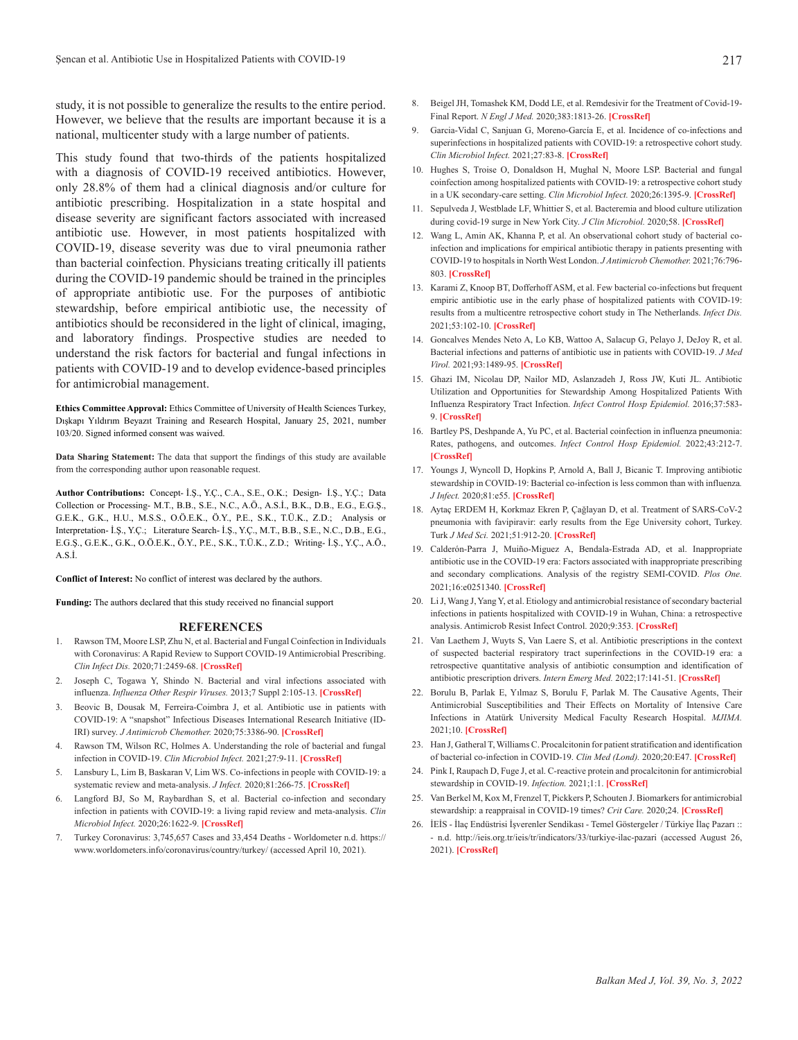study, it is not possible to generalize the results to the entire period. However, we believe that the results are important because it is a national, multicenter study with a large number of patients.

This study found that two-thirds of the patients hospitalized with a diagnosis of COVID-19 received antibiotics. However, only 28.8% of them had a clinical diagnosis and/or culture for antibiotic prescribing. Hospitalization in a state hospital and disease severity are significant factors associated with increased antibiotic use. However, in most patients hospitalized with COVID-19, disease severity was due to viral pneumonia rather than bacterial coinfection. Physicians treating critically ill patients during the COVID-19 pandemic should be trained in the principles of appropriate antibiotic use. For the purposes of antibiotic stewardship, before empirical antibiotic use, the necessity of antibiotics should be reconsidered in the light of clinical, imaging, and laboratory findings. Prospective studies are needed to understand the risk factors for bacterial and fungal infections in patients with COVID-19 and to develop evidence-based principles for antimicrobial management.

**Ethics Committee Approval:** Ethics Committee of University of Health Sciences Turkey, Dışkapı Yıldırım Beyazıt Training and Research Hospital, January 25, 2021, number 103/20. Signed informed consent was waived.

**Data Sharing Statement:** The data that support the findings of this study are available from the corresponding author upon reasonable request.

**Author Contributions:** Concept- İ.Ş., Y.Ç., C.A., S.E., O.K.; Design- İ.Ş., Y.Ç.; Data Collection or Processing- M.T., B.B., S.E., N.C., A.Ö., A.S.İ., B.K., D.B., E.G., E.G.Ş., G.E.K., G.K., H.U., M.S.S., O.Ö.E.K., Ö.Y., P.E., S.K., T.Ü.K., Z.D.; Analysis or Interpretation- İ.Ş., Y.Ç.; Literature Search- İ.Ş., Y.Ç., M.T., B.B., S.E., N.C., D.B., E.G., E.G.Ş., G.E.K., G.K., O.Ö.E.K., Ö.Y., P.E., S.K., T.Ü.K., Z.D.; Writing- İ.Ş., Y.Ç., A.Ö., A.S.İ.

**Conflict of Interest:** No conflict of interest was declared by the authors.

**Funding:** The authors declared that this study received no financial support

## REFERENCES

1. Rawson TM, Moore LSP, Zhu N, et al. Bacterial and Fungal Coinfection in Individuals with Coronavirus: A Rapid Review to Support COVID-19 Antimicrobial Prescribing. *Clin Infect Dis.* 2020;71:2459-68. **[CrossRef]**
2. Joseph C, Togawa Y, Shindo N. Bacterial and viral infections associated with influenza. *Influenza Other Respir Viruses.* 2013;7 Suppl 2:105-13. **[CrossRef]**
3. Beovic B, Dousak M, Ferreira-Coimbra J, et al. Antibiotic use in patients with COVID-19: A "snapshot" Infectious Diseases International Research Initiative (ID-IRI) survey. *J Antimicrob Chemother.* 2020;75:3386-90. **[CrossRef]**
4. Rawson TM, Wilson RC, Holmes A. Understanding the role of bacterial and fungal infection in COVID-19. *Clin Microbiol Infect.* 2021;27:9-11. **[CrossRef]**
5. Lansbury L, Lim B, Baskaran V, Lim WS. Co-infections in people with COVID-19: a systematic review and meta-analysis. *J Infect.* 2020;81:266-75. **[CrossRef]**
6. Langford BJ, So M, Raybardhan S, et al. Bacterial co-infection and secondary infection in patients with COVID-19: a living rapid review and meta-analysis. *Clin Microbiol Infect.* 2020;26:1622-9. **[CrossRef]**
7. Turkey Coronavirus: 3,745,657 Cases and 33,454 Deaths - Worldometer n.d. https://www.worldometers.info/coronavirus/country/turkey/ (accessed April 10, 2021).
8. Beigel JH, Tomashek KM, Dodd LE, et al. Remdesivir for the Treatment of Covid-19-Final Report. *N Engl J Med.* 2020;383:1813-26. **[CrossRef]**
9. Garcia-Vidal C, Sanjuan G, Moreno-García E, et al. Incidence of co-infections and superinfections in hospitalized patients with COVID-19: a retrospective cohort study. *Clin Microbiol Infect.* 2021;27:83-8. **[CrossRef]**
10. Hughes S, Troise O, Donaldson H, Mughal N, Moore LSP. Bacterial and fungal coinfection among hospitalized patients with COVID-19: a retrospective cohort study in a UK secondary-care setting. *Clin Microbiol Infect.* 2020;26:1395-9. **[CrossRef]**
11. Sepulveda J, Westblade LF, Whittier S, et al. Bacteremia and blood culture utilization during covid-19 surge in New York City. *J Clin Microbiol.* 2020;58. **[CrossRef]**
12. Wang L, Amin AK, Khanna P, et al. An observational cohort study of bacterial co-infection and implications for empirical antibiotic therapy in patients presenting with COVID-19 to hospitals in North West London. *J Antimicrob Chemother.* 2021;76:796-803. **[CrossRef]**
13. Karami Z, Knoop BT, Dofferhoff ASM, et al. Few bacterial co-infections but frequent empiric antibiotic use in the early phase of hospitalized patients with COVID-19: results from a multicentre retrospective cohort study in The Netherlands. *Infect Dis.* 2021;53:102-10. **[CrossRef]**
14. Goncalves Mendes Neto A, Lo KB, Wattoo A, Salacup G, Pelayo J, DeJoy R, et al. Bacterial infections and patterns of antibiotic use in patients with COVID-19. *J Med Virol.* 2021;93:1489-95. **[CrossRef]**
15. Ghazi IM, Nicolau DP, Nailor MD, Aslanzadeh J, Ross JW, Kuti JL. Antibiotic Utilization and Opportunities for Stewardship Among Hospitalized Patients With Influenza Respiratory Tract Infection. *Infect Control Hosp Epidemiol.* 2016;37:583-9. **[CrossRef]**
16. Bartley PS, Deshpande A, Yu PC, et al. Bacterial coinfection in influenza pneumonia: Rates, pathogens, and outcomes. *Infect Control Hosp Epidemiol.* 2022;43:212-7. **[CrossRef]**
17. Youngs J, Wyncoll D, Hopkins P, Arnold A, Ball J, Bicanic T. Improving antibiotic stewardship in COVID-19: Bacterial co-infection is less common than with influenza. *J Infect.* 2020;81:e55. **[CrossRef]**
18. Aytaç ERDEM H, Korkmaz Ekren P, Çağlayan D, et al. Treatment of SARS-CoV-2 pneumonia with favipiravir: early results from the Ege University cohort, Turkey. Turk *J Med Sci.* 2021;51:912-20. **[CrossRef]**
19. Calderón-Parra J, Muiño-Miguez A, Bendala-Estrada AD, et al. Inappropriate antibiotic use in the COVID-19 era: Factors associated with inappropriate prescribing and secondary complications. Analysis of the registry SEMI-COVID. *Plos One.* 2021;16:e0251340. **[CrossRef]**
20. Li J, Wang J, Yang Y, et al. Etiology and antimicrobial resistance of secondary bacterial infections in patients hospitalized with COVID-19 in Wuhan, China: a retrospective analysis. Antimicrob Resist Infect Control. 2020;9:353. **[CrossRef]**
21. Van Laethem J, Wuyts S, Van Laere S, et al. Antibiotic prescriptions in the context of suspected bacterial respiratory tract superinfections in the COVID-19 era: a retrospective quantitative analysis of antibiotic consumption and identification of antibiotic prescription drivers. *Intern Emerg Med.* 2022;17:141-51. **[CrossRef]**
22. Borulu B, Parlak E, Yılmaz S, Borulu F, Parlak M. The Causative Agents, Their Antimicrobial Susceptibilities and Their Effects on Mortality of Intensive Care Infections in Atatürk University Medical Faculty Research Hospital. *MJIMA.* 2021;10. **[CrossRef]**
23. Han J, Gatheral T, Williams C. Procalcitonin for patient stratification and identification of bacterial co-infection in COVID-19. *Clin Med (Lond).* 2020;20:E47. **[CrossRef]**
24. Pink I, Raupach D, Fuge J, et al. C-reactive protein and procalcitonin for antimicrobial stewardship in COVID-19. *Infection.* 2021;1:1. **[CrossRef]**
25. Van Berkel M, Kox M, Frenzel T, Pickkers P, Schouten J. Biomarkers for antimicrobial stewardship: a reappraisal in COVID-19 times? *Crit Care.* 2020;24. **[CrossRef]**
26. İEİS - İlaç Endüstrisi İşverenler Sendikası - Temel Göstergeler / Türkiye İlaç Pazarı :: - n.d. http://ieis.org.tr/ieis/tr/indicators/33/turkiye-ilac-pazari (accessed August 26, 2021). **[CrossRef]**